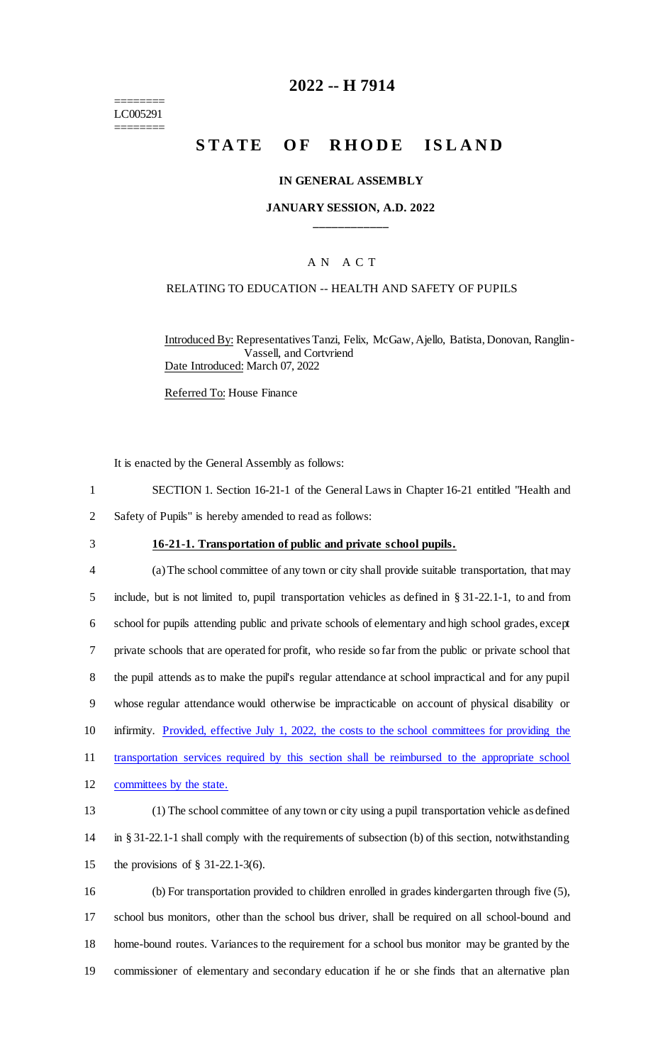========
LC005291
========

# 2022 -- H 7914

# STATE OF RHODE ISLAND

### IN GENERAL ASSEMBLY

### JANUARY SESSION, A.D. 2022

____________

AN ACT

RELATING TO EDUCATION -- HEALTH AND SAFETY OF PUPILS

Introduced By: Representatives Tanzi, Felix, McGaw, Ajello, Batista, Donovan, Ranglin-Vassell, and Cortvriend
Date Introduced: March 07, 2022

Referred To: House Finance

It is enacted by the General Assembly as follows:

1 SECTION 1. Section 16-21-1 of the General Laws in Chapter 16-21 entitled "Health and
2 Safety of Pupils" is hereby amended to read as follows:

3 **16-21-1. Transportation of public and private school pupils.**

4 (a) The school committee of any town or city shall provide suitable transportation, that may
5 include, but is not limited to, pupil transportation vehicles as defined in § 31-22.1-1, to and from
6 school for pupils attending public and private schools of elementary and high school grades, except
7 private schools that are operated for profit, who reside so far from the public or private school that
8 the pupil attends as to make the pupil's regular attendance at school impractical and for any pupil
9 whose regular attendance would otherwise be impracticable on account of physical disability or
10 infirmity. Provided, effective July 1, 2022, the costs to the school committees for providing the
11 transportation services required by this section shall be reimbursed to the appropriate school
12 committees by the state.

13 (1) The school committee of any town or city using a pupil transportation vehicle as defined
14 in § 31-22.1-1 shall comply with the requirements of subsection (b) of this section, notwithstanding
15 the provisions of § 31-22.1-3(6).

16 (b) For transportation provided to children enrolled in grades kindergarten through five (5),
17 school bus monitors, other than the school bus driver, shall be required on all school-bound and
18 home-bound routes. Variances to the requirement for a school bus monitor may be granted by the
19 commissioner of elementary and secondary education if he or she finds that an alternative plan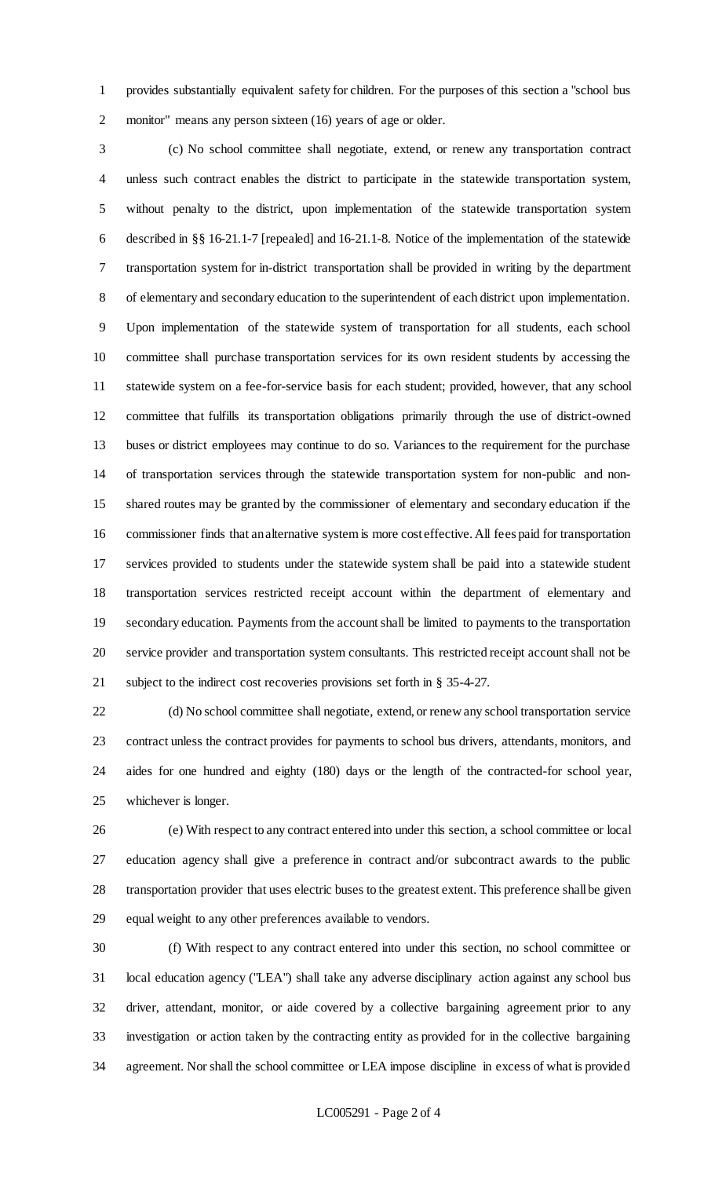provides substantially equivalent safety for children. For the purposes of this section a "school bus monitor" means any person sixteen (16) years of age or older.

(c) No school committee shall negotiate, extend, or renew any transportation contract unless such contract enables the district to participate in the statewide transportation system, without penalty to the district, upon implementation of the statewide transportation system described in §§ 16-21.1-7 [repealed] and 16-21.1-8. Notice of the implementation of the statewide transportation system for in-district transportation shall be provided in writing by the department of elementary and secondary education to the superintendent of each district upon implementation. Upon implementation of the statewide system of transportation for all students, each school committee shall purchase transportation services for its own resident students by accessing the statewide system on a fee-for-service basis for each student; provided, however, that any school committee that fulfills its transportation obligations primarily through the use of district-owned buses or district employees may continue to do so. Variances to the requirement for the purchase of transportation services through the statewide transportation system for non-public and non-shared routes may be granted by the commissioner of elementary and secondary education if the commissioner finds that an alternative system is more cost effective. All fees paid for transportation services provided to students under the statewide system shall be paid into a statewide student transportation services restricted receipt account within the department of elementary and secondary education. Payments from the account shall be limited to payments to the transportation service provider and transportation system consultants. This restricted receipt account shall not be subject to the indirect cost recoveries provisions set forth in § 35-4-27.

(d) No school committee shall negotiate, extend, or renew any school transportation service contract unless the contract provides for payments to school bus drivers, attendants, monitors, and aides for one hundred and eighty (180) days or the length of the contracted-for school year, whichever is longer.

(e) With respect to any contract entered into under this section, a school committee or local education agency shall give a preference in contract and/or subcontract awards to the public transportation provider that uses electric buses to the greatest extent. This preference shall be given equal weight to any other preferences available to vendors.

(f) With respect to any contract entered into under this section, no school committee or local education agency ("LEA") shall take any adverse disciplinary action against any school bus driver, attendant, monitor, or aide covered by a collective bargaining agreement prior to any investigation or action taken by the contracting entity as provided for in the collective bargaining agreement. Nor shall the school committee or LEA impose discipline in excess of what is provided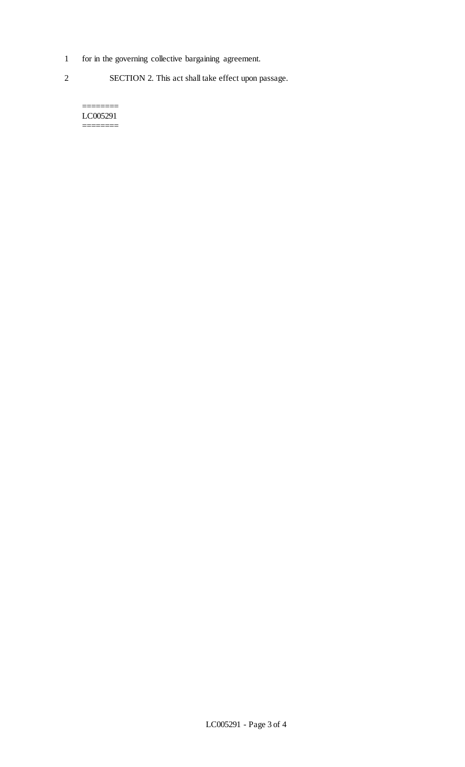1 for in the governing collective bargaining agreement.

2 SECTION 2. This act shall take effect upon passage.

========
LC005291
========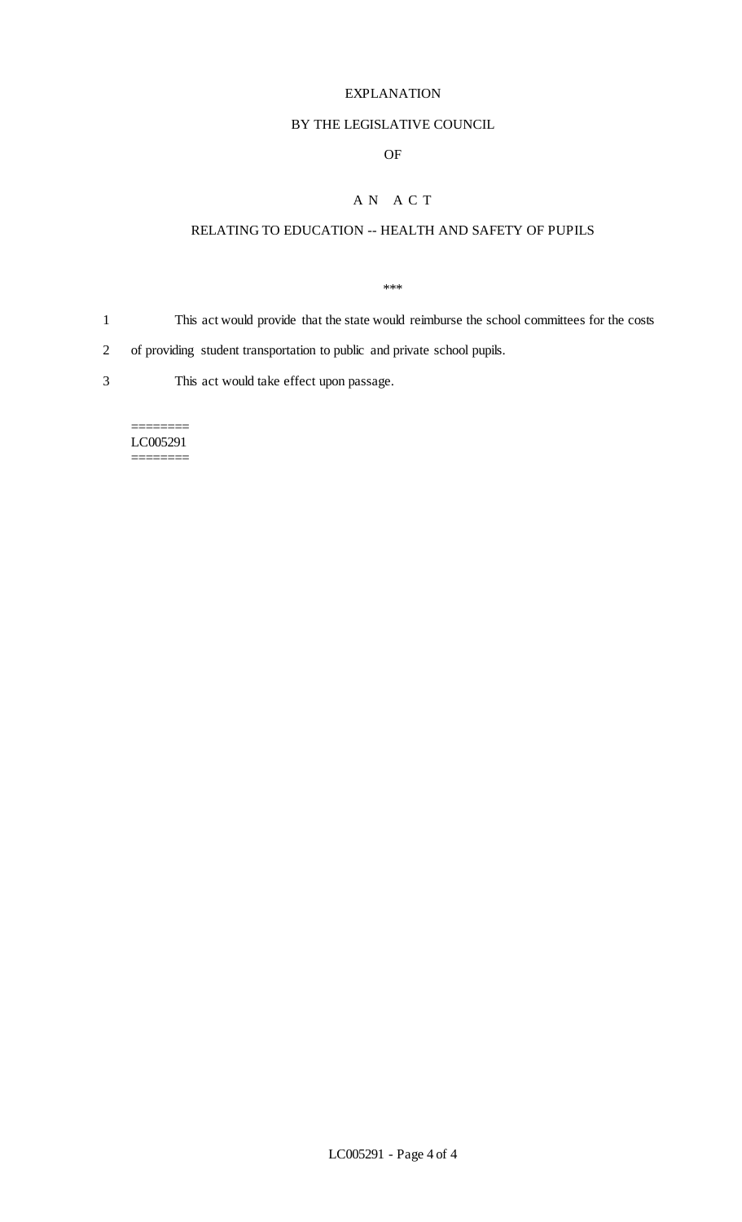EXPLANATION

BY THE LEGISLATIVE COUNCIL

OF

A N A C T

RELATING TO EDUCATION -- HEALTH AND SAFETY OF PUPILS

***

1 This act would provide that the state would reimburse the school committees for the costs

2 of providing student transportation to public and private school pupils.

3 This act would take effect upon passage.

========
LC005291
========